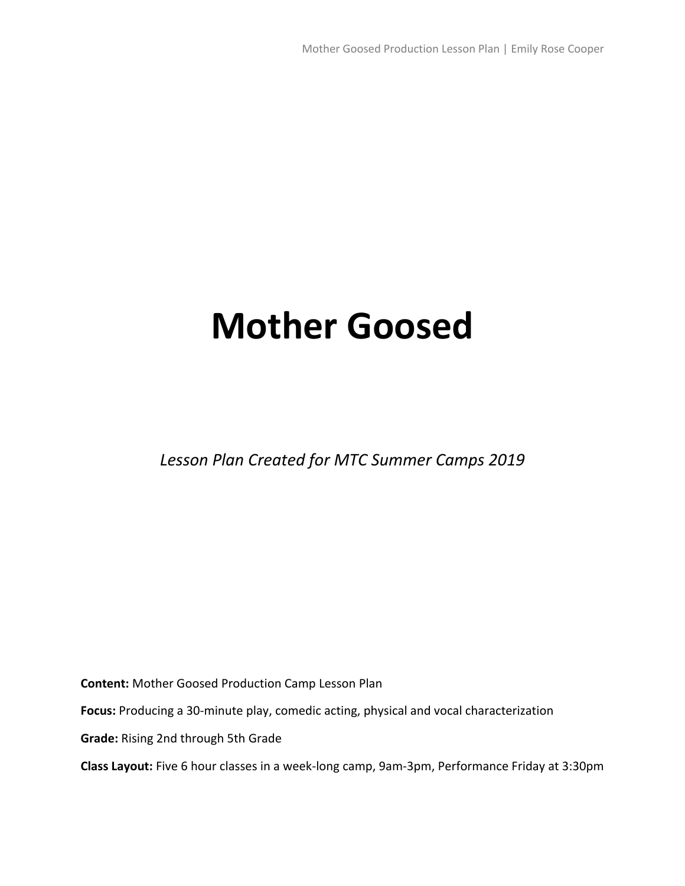# Mother Goosed

*Lesson Plan Created for MTC Summer Camps 2019*

**Content:** Mother Goosed Production Camp Lesson Plan

**Focus:** Producing a 30-minute play, comedic acting, physical and vocal characterization

**Grade:** Rising 2nd through 5th Grade

**Class Layout:** Five 6 hour classes in a week-long camp, 9am-3pm, Performance Friday at 3:30pm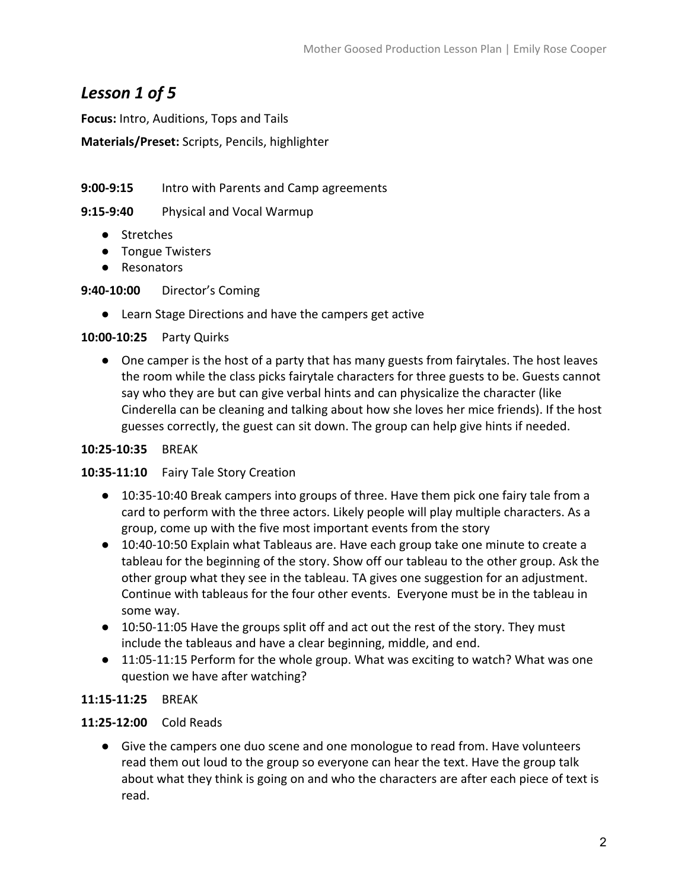## *Lesson 1 of 5*

**Focus:** Intro, Auditions, Tops and Tails

**Materials/Preset:** Scripts, Pencils, highlighter

**9:00-9:15** Intro with Parents and Camp agreements

**9:15-9:40** Physical and Vocal Warmup

- Stretches
- Tongue Twisters
- Resonators

**9:40-10:00** Director's Coming

- Learn Stage Directions and have the campers get active

**10:00-10:25** Party Quirks

- One camper is the host of a party that has many guests from fairytales. The host leaves the room while the class picks fairytale characters for three guests to be. Guests cannot say who they are but can give verbal hints and can physicalize the character (like Cinderella can be cleaning and talking about how she loves her mice friends). If the host guesses correctly, the guest can sit down. The group can help give hints if needed.

**10:25-10:35** BREAK

**10:35-11:10** Fairy Tale Story Creation

- 10:35-10:40 Break campers into groups of three. Have them pick one fairy tale from a card to perform with the three actors. Likely people will play multiple characters. As a group, come up with the five most important events from the story
- 10:40-10:50 Explain what Tableaus are. Have each group take one minute to create a tableau for the beginning of the story. Show off our tableau to the other group. Ask the other group what they see in the tableau. TA gives one suggestion for an adjustment. Continue with tableaus for the four other events. Everyone must be in the tableau in some way.
- 10:50-11:05 Have the groups split off and act out the rest of the story. They must include the tableaus and have a clear beginning, middle, and end.
- 11:05-11:15 Perform for the whole group. What was exciting to watch? What was one question we have after watching?

**11:15-11:25** BREAK

**11:25-12:00** Cold Reads

- Give the campers one duo scene and one monologue to read from. Have volunteers read them out loud to the group so everyone can hear the text. Have the group talk about what they think is going on and who the characters are after each piece of text is read.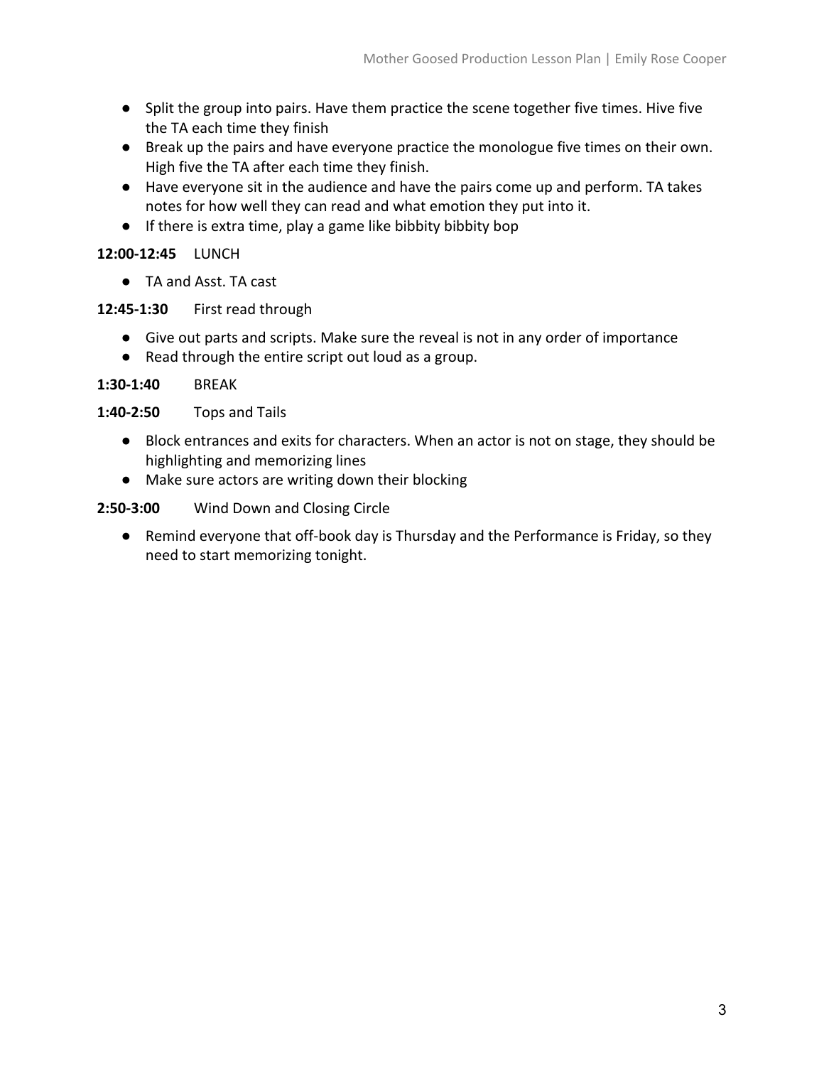- Split the group into pairs. Have them practice the scene together five times. Hive five the TA each time they finish
- Break up the pairs and have everyone practice the monologue five times on their own. High five the TA after each time they finish.
- Have everyone sit in the audience and have the pairs come up and perform. TA takes notes for how well they can read and what emotion they put into it.
- If there is extra time, play a game like bibbity bibbity bop

**12:00-12:45** LUNCH

- TA and Asst. TA cast

**12:45-1:30** First read through

- Give out parts and scripts. Make sure the reveal is not in any order of importance
- Read through the entire script out loud as a group.

**1:30-1:40** BREAK

**1:40-2:50** Tops and Tails

- Block entrances and exits for characters. When an actor is not on stage, they should be highlighting and memorizing lines
- Make sure actors are writing down their blocking

**2:50-3:00** Wind Down and Closing Circle

- Remind everyone that off-book day is Thursday and the Performance is Friday, so they need to start memorizing tonight.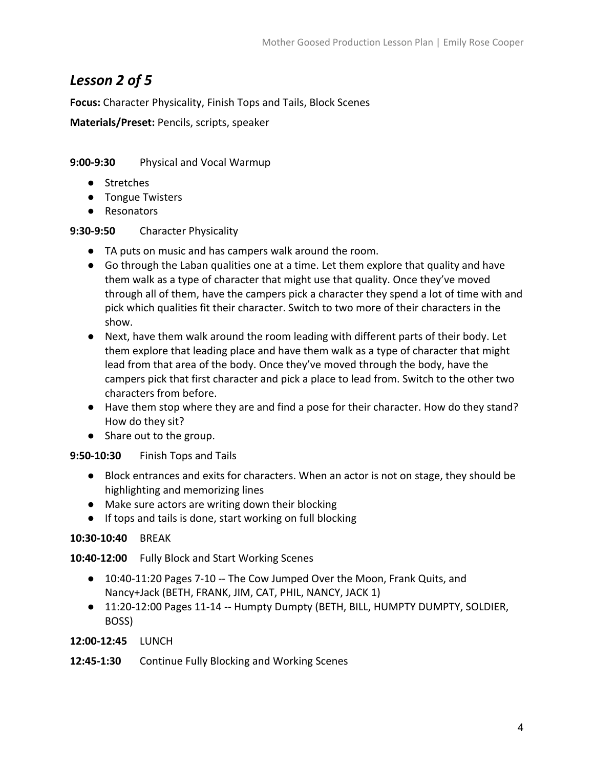## *Lesson 2 of 5*

**Focus:** Character Physicality, Finish Tops and Tails, Block Scenes

**Materials/Preset:** Pencils, scripts, speaker

**9:00-9:30** Physical and Vocal Warmup

- Stretches
- Tongue Twisters
- Resonators

**9:30-9:50** Character Physicality

- TA puts on music and has campers walk around the room.
- Go through the Laban qualities one at a time. Let them explore that quality and have them walk as a type of character that might use that quality. Once they've moved through all of them, have the campers pick a character they spend a lot of time with and pick which qualities fit their character. Switch to two more of their characters in the show.
- Next, have them walk around the room leading with different parts of their body. Let them explore that leading place and have them walk as a type of character that might lead from that area of the body. Once they've moved through the body, have the campers pick that first character and pick a place to lead from. Switch to the other two characters from before.
- Have them stop where they are and find a pose for their character. How do they stand? How do they sit?
- Share out to the group.

**9:50-10:30** Finish Tops and Tails

- Block entrances and exits for characters. When an actor is not on stage, they should be highlighting and memorizing lines
- Make sure actors are writing down their blocking
- If tops and tails is done, start working on full blocking

**10:30-10:40** BREAK

**10:40-12:00** Fully Block and Start Working Scenes

- 10:40-11:20 Pages 7-10 -- The Cow Jumped Over the Moon, Frank Quits, and Nancy+Jack (BETH, FRANK, JIM, CAT, PHIL, NANCY, JACK 1)
- 11:20-12:00 Pages 11-14 -- Humpty Dumpty (BETH, BILL, HUMPTY DUMPTY, SOLDIER, BOSS)

**12:00-12:45** LUNCH

**12:45-1:30** Continue Fully Blocking and Working Scenes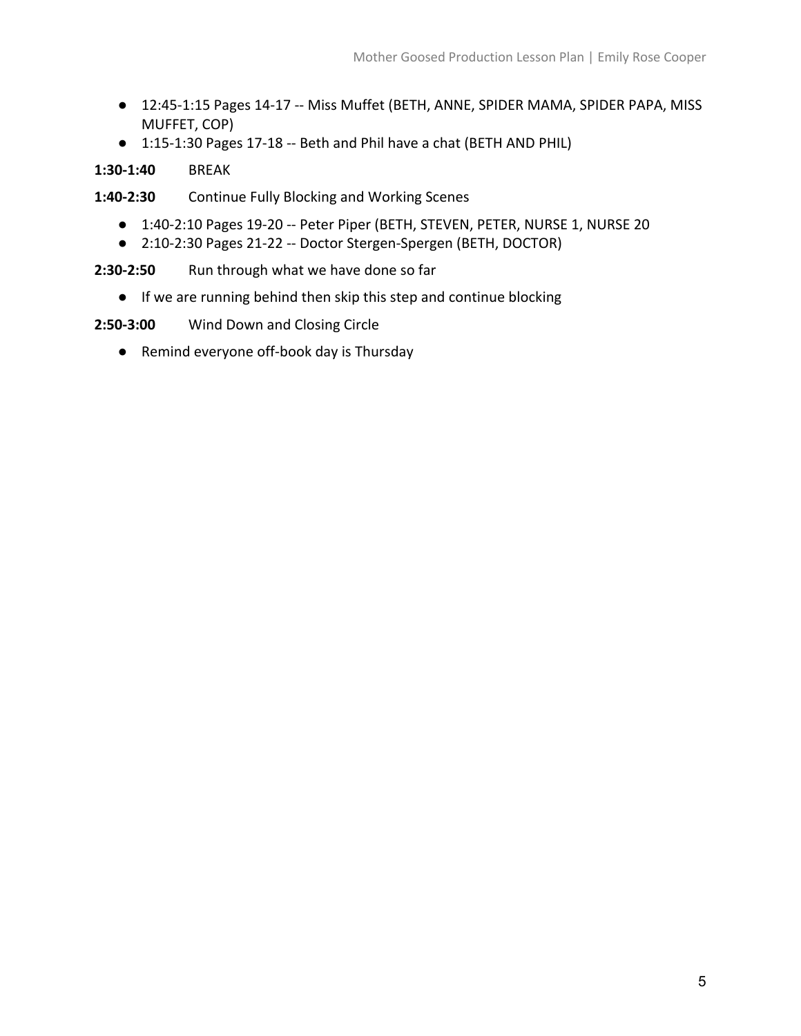- 12:45-1:15 Pages 14-17 -- Miss Muffet (BETH, ANNE, SPIDER MAMA, SPIDER PAPA, MISS MUFFET, COP)
- 1:15-1:30 Pages 17-18 -- Beth and Phil have a chat (BETH AND PHIL)

**1:30-1:40** BREAK

**1:40-2:30** Continue Fully Blocking and Working Scenes

- 1:40-2:10 Pages 19-20 -- Peter Piper (BETH, STEVEN, PETER, NURSE 1, NURSE 20
- 2:10-2:30 Pages 21-22 -- Doctor Stergen-Spergen (BETH, DOCTOR)

**2:30-2:50** Run through what we have done so far

- If we are running behind then skip this step and continue blocking

**2:50-3:00** Wind Down and Closing Circle

- Remind everyone off-book day is Thursday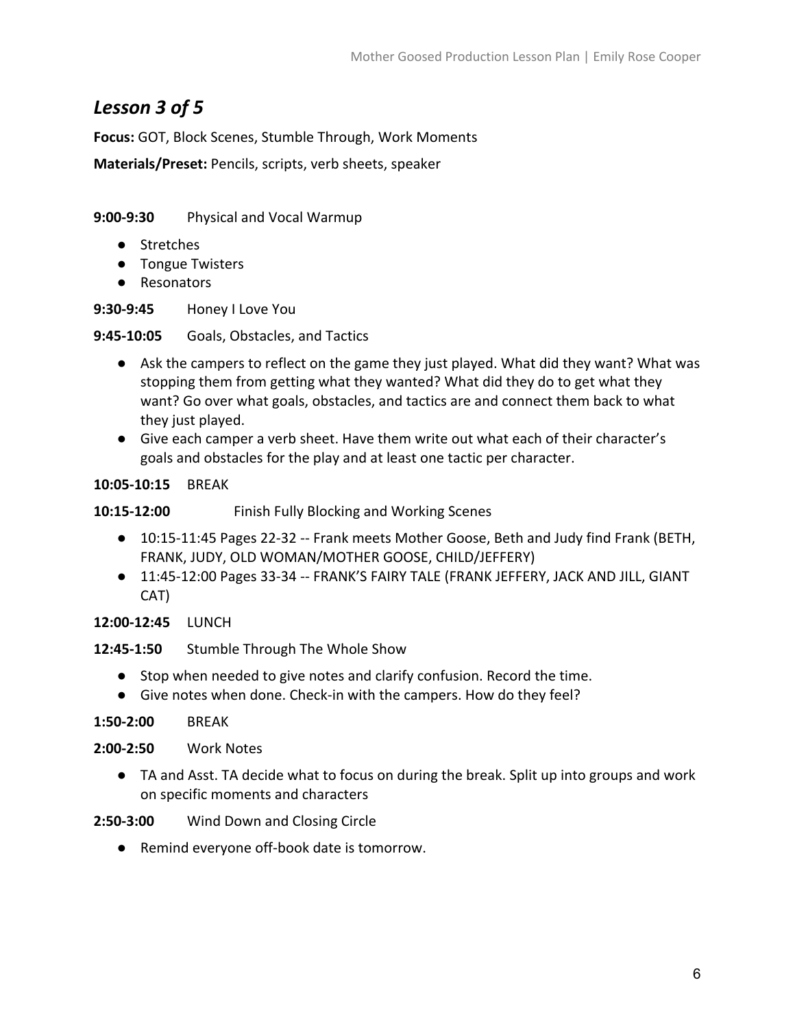## *Lesson 3 of 5*

**Focus:** GOT, Block Scenes, Stumble Through, Work Moments

**Materials/Preset:** Pencils, scripts, verb sheets, speaker

**9:00-9:30** Physical and Vocal Warmup

- Stretches
- Tongue Twisters
- Resonators

**9:30-9:45** Honey I Love You

**9:45-10:05** Goals, Obstacles, and Tactics

- Ask the campers to reflect on the game they just played. What did they want? What was stopping them from getting what they wanted? What did they do to get what they want? Go over what goals, obstacles, and tactics are and connect them back to what they just played.
- Give each camper a verb sheet. Have them write out what each of their character's goals and obstacles for the play and at least one tactic per character.

**10:05-10:15** BREAK

**10:15-12:00** Finish Fully Blocking and Working Scenes

- 10:15-11:45 Pages 22-32 -- Frank meets Mother Goose, Beth and Judy find Frank (BETH, FRANK, JUDY, OLD WOMAN/MOTHER GOOSE, CHILD/JEFFERY)
- 11:45-12:00 Pages 33-34 -- FRANK'S FAIRY TALE (FRANK JEFFERY, JACK AND JILL, GIANT CAT)

**12:00-12:45** LUNCH

**12:45-1:50** Stumble Through The Whole Show

- Stop when needed to give notes and clarify confusion. Record the time.
- Give notes when done. Check-in with the campers. How do they feel?

**1:50-2:00** BREAK

**2:00-2:50** Work Notes

- TA and Asst. TA decide what to focus on during the break. Split up into groups and work on specific moments and characters

**2:50-3:00** Wind Down and Closing Circle

- Remind everyone off-book date is tomorrow.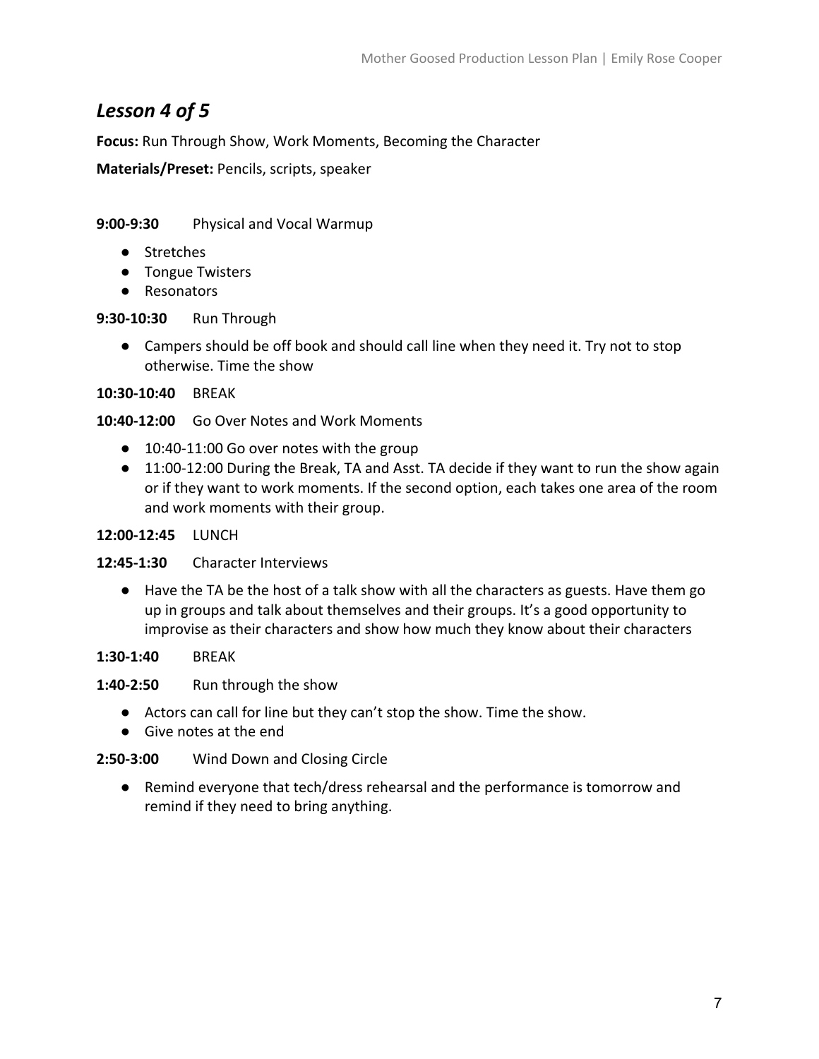## *Lesson 4 of 5*

**Focus:** Run Through Show, Work Moments, Becoming the Character

**Materials/Preset:** Pencils, scripts, speaker

**9:00-9:30** Physical and Vocal Warmup

- Stretches
- Tongue Twisters
- Resonators

**9:30-10:30** Run Through

- Campers should be off book and should call line when they need it. Try not to stop otherwise. Time the show

**10:30-10:40** BREAK

**10:40-12:00** Go Over Notes and Work Moments

- 10:40-11:00 Go over notes with the group
- 11:00-12:00 During the Break, TA and Asst. TA decide if they want to run the show again or if they want to work moments. If the second option, each takes one area of the room and work moments with their group.

**12:00-12:45** LUNCH

**12:45-1:30** Character Interviews

- Have the TA be the host of a talk show with all the characters as guests. Have them go up in groups and talk about themselves and their groups. It's a good opportunity to improvise as their characters and show how much they know about their characters

**1:30-1:40** BREAK

**1:40-2:50** Run through the show

- Actors can call for line but they can't stop the show. Time the show.
- Give notes at the end

**2:50-3:00** Wind Down and Closing Circle

- Remind everyone that tech/dress rehearsal and the performance is tomorrow and remind if they need to bring anything.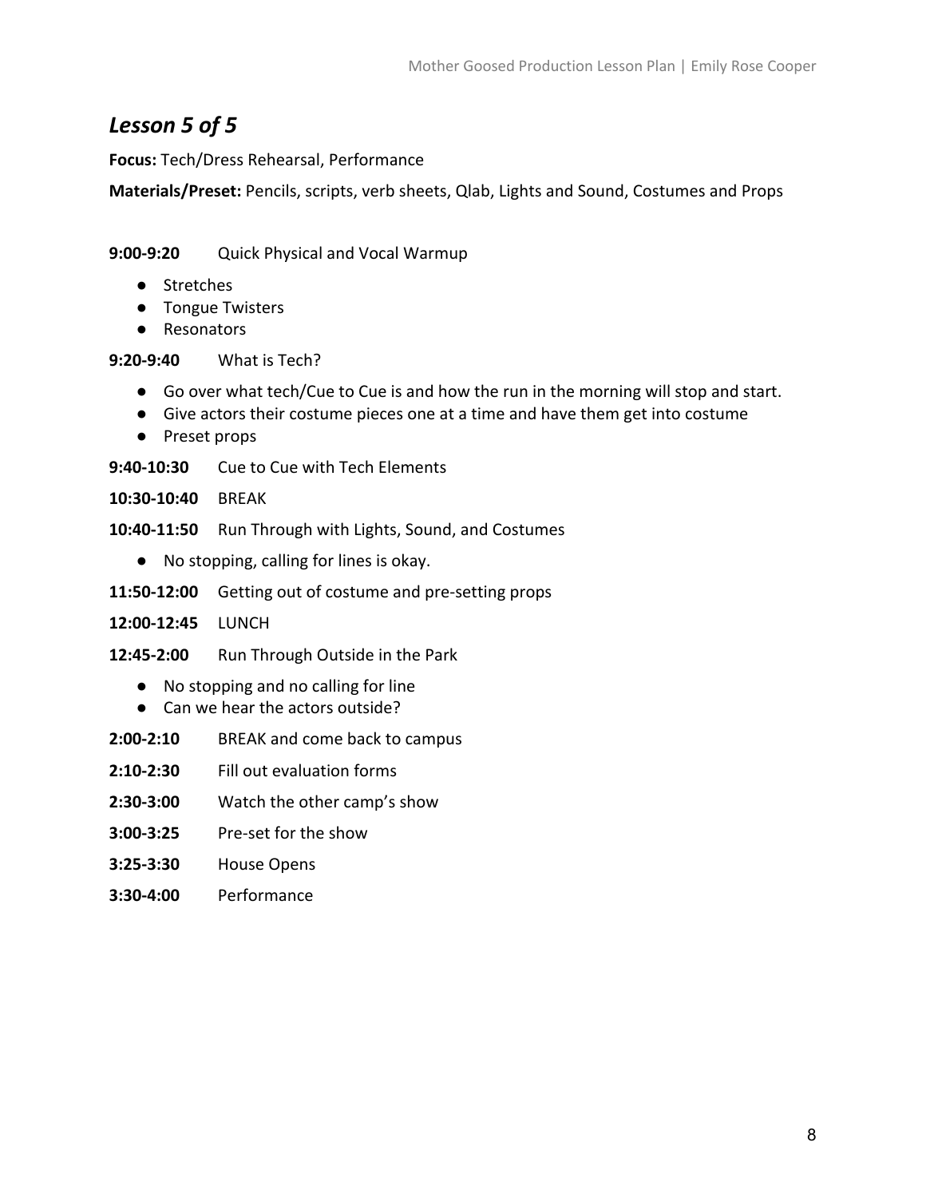## *Lesson 5 of 5*

**Focus:** Tech/Dress Rehearsal, Performance

**Materials/Preset:** Pencils, scripts, verb sheets, Qlab, Lights and Sound, Costumes and Props

**9:00-9:20** Quick Physical and Vocal Warmup

- Stretches
- Tongue Twisters
- Resonators

**9:20-9:40** What is Tech?

- Go over what tech/Cue to Cue is and how the run in the morning will stop and start.
- Give actors their costume pieces one at a time and have them get into costume
- Preset props

**9:40-10:30** Cue to Cue with Tech Elements

**10:30-10:40** BREAK

**10:40-11:50** Run Through with Lights, Sound, and Costumes

- No stopping, calling for lines is okay.

**11:50-12:00** Getting out of costume and pre-setting props

**12:00-12:45** LUNCH

**12:45-2:00** Run Through Outside in the Park

- No stopping and no calling for line
- Can we hear the actors outside?

**2:00-2:10** BREAK and come back to campus

**2:10-2:30** Fill out evaluation forms

**2:30-3:00** Watch the other camp's show

**3:00-3:25** Pre-set for the show

**3:25-3:30** House Opens

**3:30-4:00** Performance